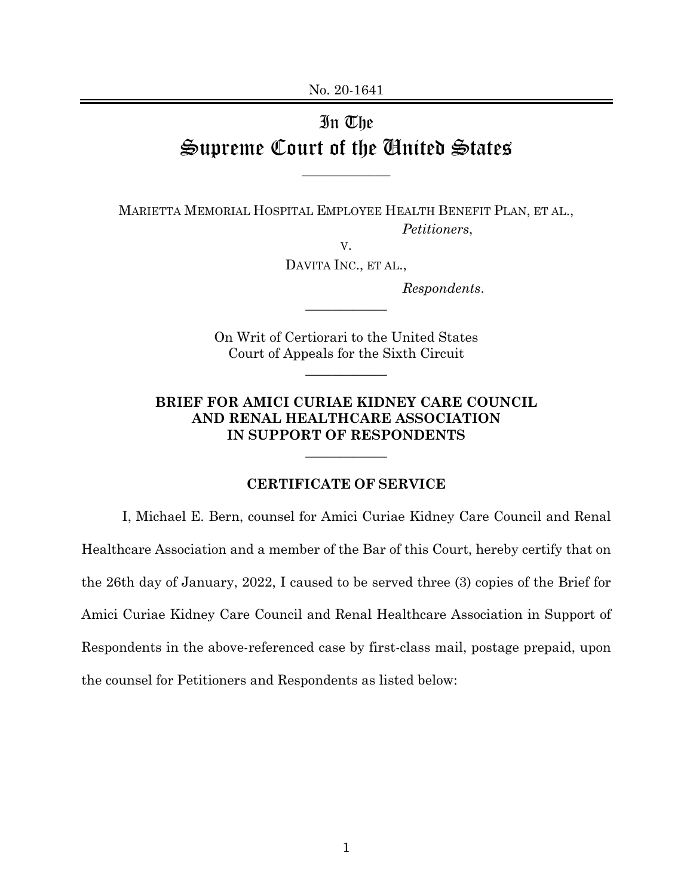No. 20-1641

# In The Supreme Court of the United States

---

MARIETTA MEMORIAL HOSPITAL EMPLOYEE HEALTH BENEFIT PLAN, ET AL.,

*Petitioners*,

v.

DAVITA INC., ET AL.,

*Respondents*.

---

On Writ of Certiorari to the United States Court of Appeals for the Sixth Circuit

---

**BRIEF FOR AMICI CURIAE KIDNEY CARE COUNCIL AND RENAL HEALTHCARE ASSOCIATION IN SUPPORT OF RESPONDENTS**

---

**CERTIFICATE OF SERVICE**

I, Michael E. Bern, counsel for Amici Curiae Kidney Care Council and Renal Healthcare Association and a member of the Bar of this Court, hereby certify that on the 26th day of January, 2022, I caused to be served three (3) copies of the Brief for Amici Curiae Kidney Care Council and Renal Healthcare Association in Support of Respondents in the above-referenced case by first-class mail, postage prepaid, upon the counsel for Petitioners and Respondents as listed below: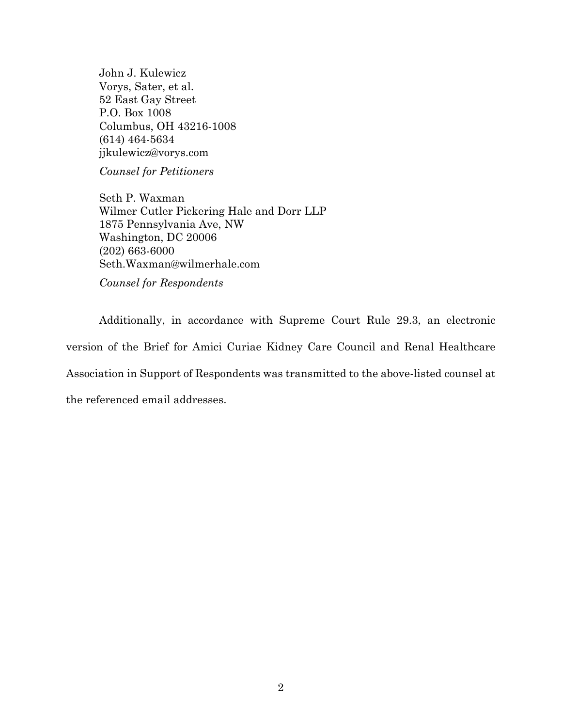John J. Kulewicz
Vorys, Sater, et al.
52 East Gay Street
P.O. Box 1008
Columbus, OH 43216-1008
(614) 464-5634
jjkulewicz@vorys.com

*Counsel for Petitioners*

Seth P. Waxman
Wilmer Cutler Pickering Hale and Dorr LLP
1875 Pennsylvania Ave, NW
Washington, DC 20006
(202) 663-6000
Seth.Waxman@wilmerhale.com

*Counsel for Respondents*

Additionally, in accordance with Supreme Court Rule 29.3, an electronic version of the Brief for Amici Curiae Kidney Care Council and Renal Healthcare Association in Support of Respondents was transmitted to the above-listed counsel at the referenced email addresses.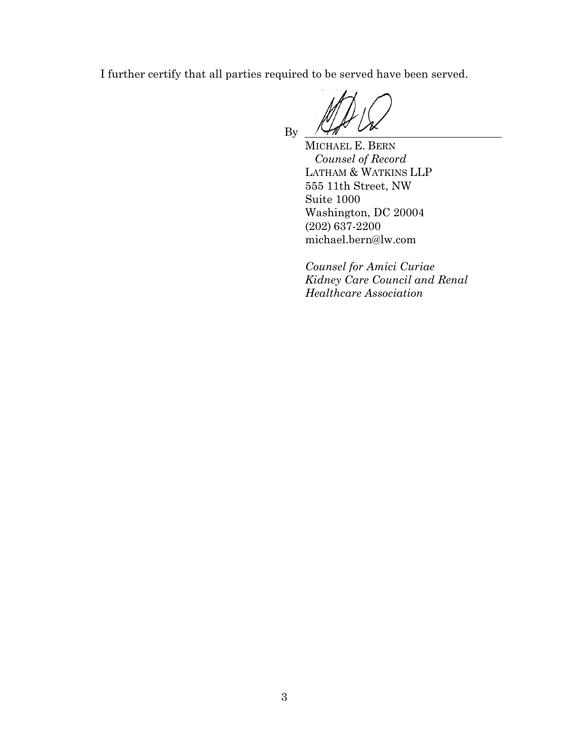I further certify that all parties required to be served have been served.

By \_\_\_\_\_\_\_\_\_\_\_\_\_\_\_\_\_\_\_\_\_\_\_\_\_\_\_\_\_\_

MICHAEL E. BERN
*Counsel of Record*
LATHAM & WATKINS LLP
555 11th Street, NW
Suite 1000
Washington, DC 20004
(202) 637-2200
michael.bern@lw.com

*Counsel for Amici Curiae Kidney Care Council and Renal Healthcare Association*